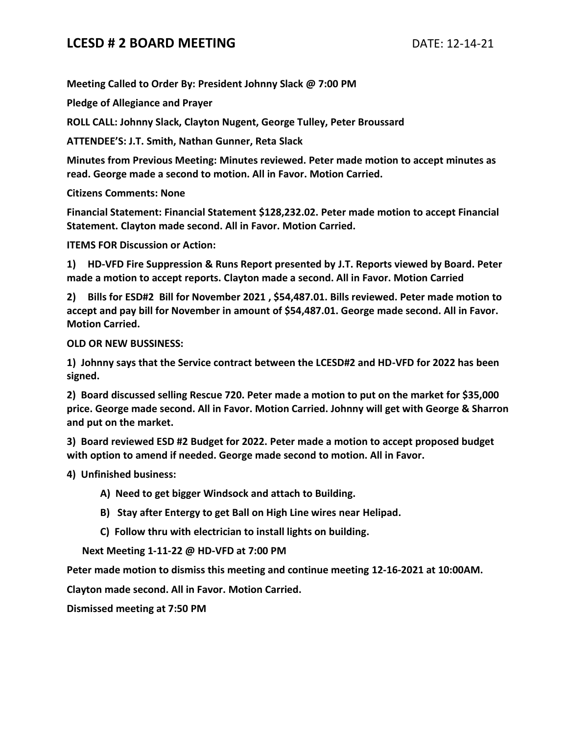# LCESD # 2 BOARD MEETING DATE: 12-14-21

**Meeting Called to Order By: President Johnny Slack @ 7:00 PM**

**Pledge of Allegiance and Prayer**

**ROLL CALL: Johnny Slack, Clayton Nugent, George Tulley, Peter Broussard**

**ATTENDEE'S: J.T. Smith, Nathan Gunner, Reta Slack**

**Minutes from Previous Meeting: Minutes reviewed. Peter made motion to accept minutes as read. George made a second to motion. All in Favor. Motion Carried.**

**Citizens Comments: None**

**Financial Statement: Financial Statement $128,232.02. Peter made motion to accept Financial Statement. Clayton made second. All in Favor. Motion Carried.**

**ITEMS FOR Discussion or Action:**

**1) HD-VFD Fire Suppression & Runs Report presented by J.T. Reports viewed by Board. Peter made a motion to accept reports. Clayton made a second. All in Favor. Motion Carried**

**2) Bills for ESD#2 Bill for November 2021 , $54,487.01. Bills reviewed. Peter made motion to accept and pay bill for November in amount of $54,487.01. George made second. All in Favor. Motion Carried.**

**OLD OR NEW BUSSINESS:**

**1) Johnny says that the Service contract between the LCESD#2 and HD-VFD for 2022 has been signed.**

**2) Board discussed selling Rescue 720. Peter made a motion to put on the market for $35,000 price. George made second. All in Favor. Motion Carried. Johnny will get with George & Sharron and put on the market.**

**3) Board reviewed ESD #2 Budget for 2022. Peter made a motion to accept proposed budget with option to amend if needed. George made second to motion. All in Favor.**

**4) Unfinished business:**

- **A) Need to get bigger Windsock and attach to Building.**
- **B) Stay after Entergy to get Ball on High Line wires near Helipad.**
- **C) Follow thru with electrician to install lights on building.**

**Next Meeting 1-11-22 @ HD-VFD at 7:00 PM**

**Peter made motion to dismiss this meeting and continue meeting 12-16-2021 at 10:00AM.**

**Clayton made second. All in Favor. Motion Carried.**

**Dismissed meeting at 7:50 PM**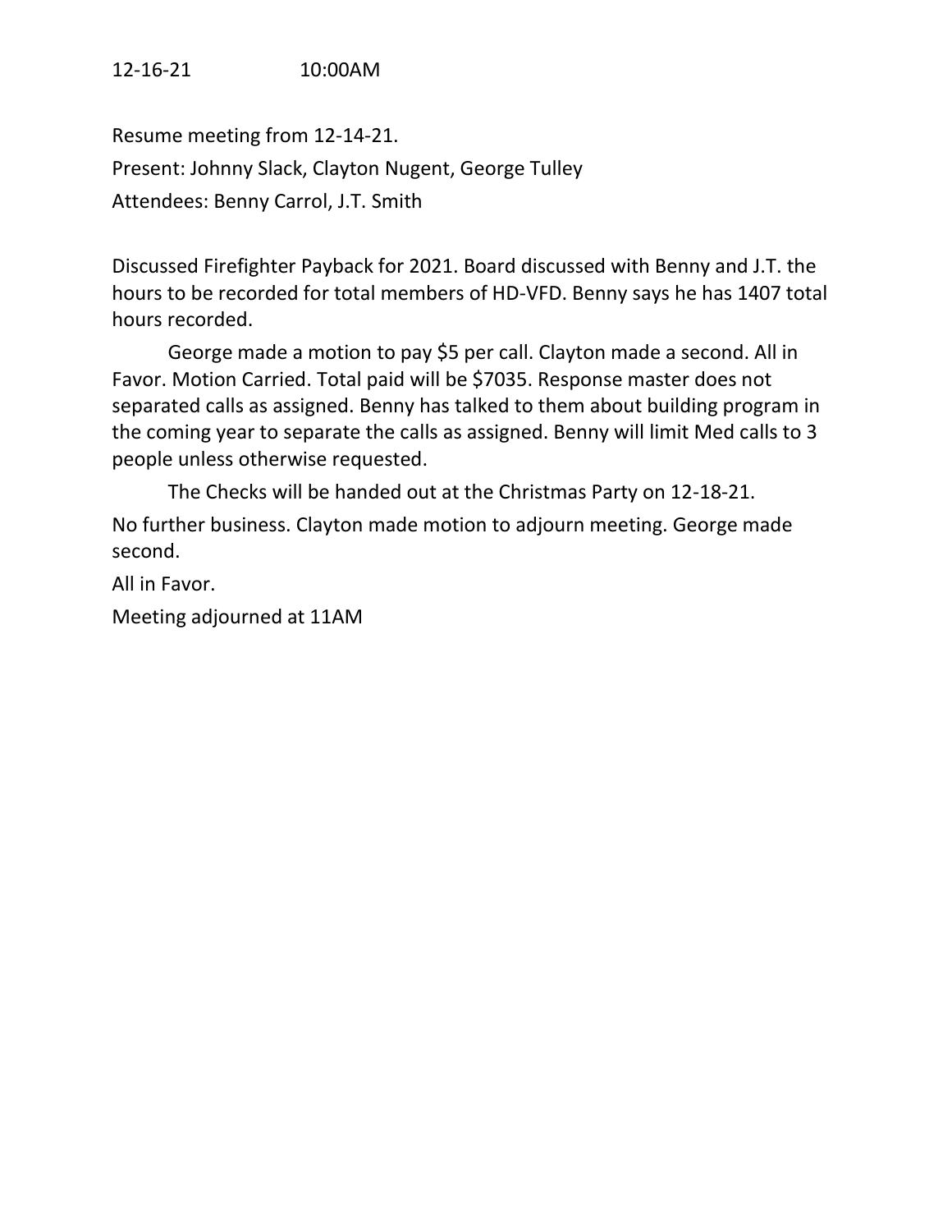12-16-21 10:00AM

Resume meeting from 12-14-21.

Present: Johnny Slack, Clayton Nugent, George Tulley

Attendees: Benny Carrol, J.T. Smith

Discussed Firefighter Payback for 2021. Board discussed with Benny and J.T. the hours to be recorded for total members of HD-VFD. Benny says he has 1407 total hours recorded.

George made a motion to pay $5 per call. Clayton made a second. All in Favor. Motion Carried. Total paid will be $7035. Response master does not separated calls as assigned. Benny has talked to them about building program in the coming year to separate the calls as assigned. Benny will limit Med calls to 3 people unless otherwise requested.

The Checks will be handed out at the Christmas Party on 12-18-21.

No further business. Clayton made motion to adjourn meeting. George made second.

All in Favor.

Meeting adjourned at 11AM